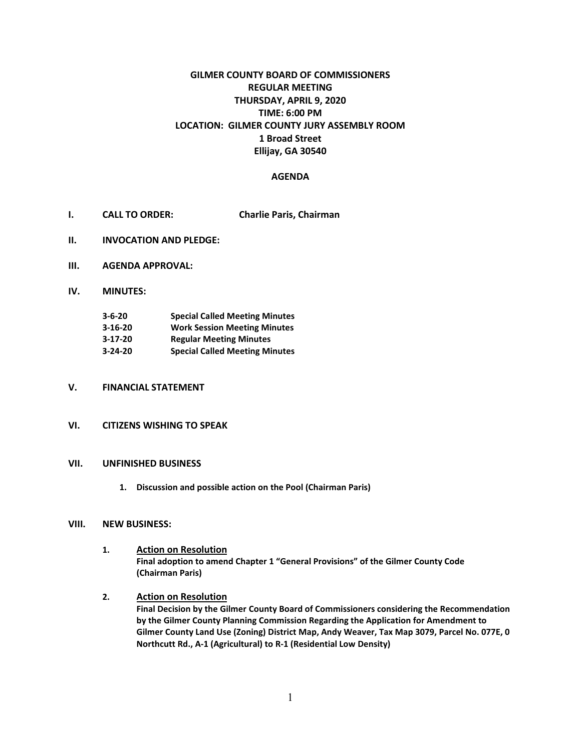# GILMER COUNTY BOARD OF COMMISSIONERS
## REGULAR MEETING
**THURSDAY, APRIL 9, 2020**
**TIME: 6:00 PM**
**LOCATION: GILMER COUNTY JURY ASSEMBLY ROOM**
**1 Broad Street**
**Ellijay, GA 30540**

## AGENDA

**I. CALL TO ORDER:** **Charlie Paris, Chairman**

**II. INVOCATION AND PLEDGE:**

**III. AGENDA APPROVAL:**

**IV. MINUTES:**

- **3-6-20** **Special Called Meeting Minutes**
- **3-16-20** **Work Session Meeting Minutes**
- **3-17-20** **Regular Meeting Minutes**
- **3-24-20** **Special Called Meeting Minutes**

**V. FINANCIAL STATEMENT**

**VI. CITIZENS WISHING TO SPEAK**

**VII. UNFINISHED BUSINESS**

1. **Discussion and possible action on the Pool (Chairman Paris)**

**VIII. NEW BUSINESS:**

1. **Action on Resolution**
   **Final adoption to amend Chapter 1 "General Provisions" of the Gilmer County Code (Chairman Paris)**

2. **Action on Resolution**
   **Final Decision by the Gilmer County Board of Commissioners considering the Recommendation by the Gilmer County Planning Commission Regarding the Application for Amendment to Gilmer County Land Use (Zoning) District Map, Andy Weaver, Tax Map 3079, Parcel No. 077E, 0 Northcutt Rd., A-1 (Agricultural) to R-1 (Residential Low Density)**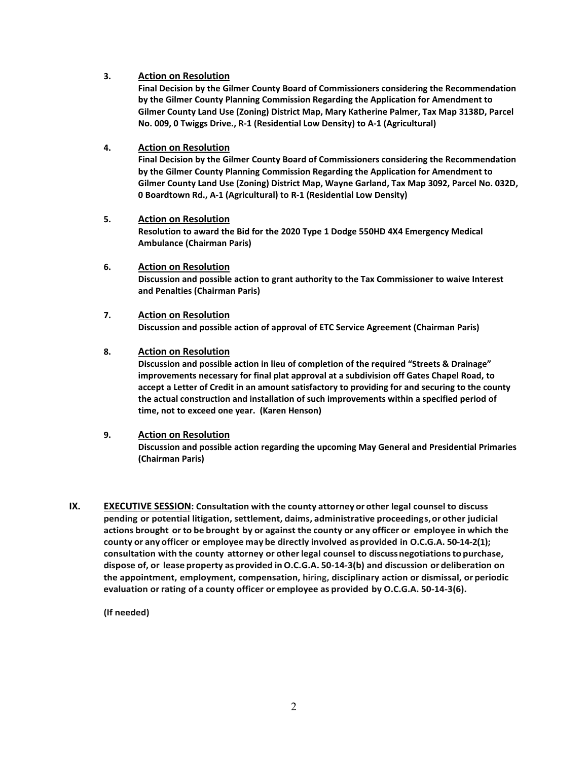3. **<u>Action on Resolution</u>**

   **Final Decision by the Gilmer County Board of Commissioners considering the Recommendation by the Gilmer County Planning Commission Regarding the Application for Amendment to Gilmer County Land Use (Zoning) District Map, Mary Katherine Palmer, Tax Map 3138D, Parcel No. 009, 0 Twiggs Drive., R-1 (Residential Low Density) to A-1 (Agricultural)**

4. **<u>Action on Resolution</u>**

   **Final Decision by the Gilmer County Board of Commissioners considering the Recommendation by the Gilmer County Planning Commission Regarding the Application for Amendment to Gilmer County Land Use (Zoning) District Map, Wayne Garland, Tax Map 3092, Parcel No. 032D, 0 Boardtown Rd., A-1 (Agricultural) to R-1 (Residential Low Density)**

5. **<u>Action on Resolution</u>**

   **Resolution to award the Bid for the 2020 Type 1 Dodge 550HD 4X4 Emergency Medical Ambulance (Chairman Paris)**

6. **<u>Action on Resolution</u>**

   **Discussion and possible action to grant authority to the Tax Commissioner to waive Interest and Penalties (Chairman Paris)**

7. **<u>Action on Resolution</u>**

   **Discussion and possible action of approval of ETC Service Agreement (Chairman Paris)**

8. **<u>Action on Resolution</u>**

   **Discussion and possible action in lieu of completion of the required "Streets & Drainage" improvements necessary for final plat approval at a subdivision off Gates Chapel Road, to accept a Letter of Credit in an amount satisfactory to providing for and securing to the county the actual construction and installation of such improvements within a specified period of time, not to exceed one year. (Karen Henson)**

9. **<u>Action on Resolution</u>**

   **Discussion and possible action regarding the upcoming May General and Presidential Primaries (Chairman Paris)**

**IX. <u>EXECUTIVE SESSION</u>: Consultation with the county attorney or other legal counsel to discuss pending or potential litigation, settlement, daims, administrative proceedings, or other judicial actions brought or to be brought by or against the county or any officer or employee in which the county or any officer or employee may be directly involved as provided in O.C.G.A. 50-14-2(1); consultation with the county attorney or other legal counsel to discuss negotiations to purchase, dispose of, or lease property as provided in O.C.G.A. 50-14-3(b) and discussion or deliberation on the appointment, employment, compensation, hiring, disciplinary action or dismissal, or periodic evaluation or rating of a county officer or employee as provided by O.C.G.A. 50-14-3(6).**

**(If needed)**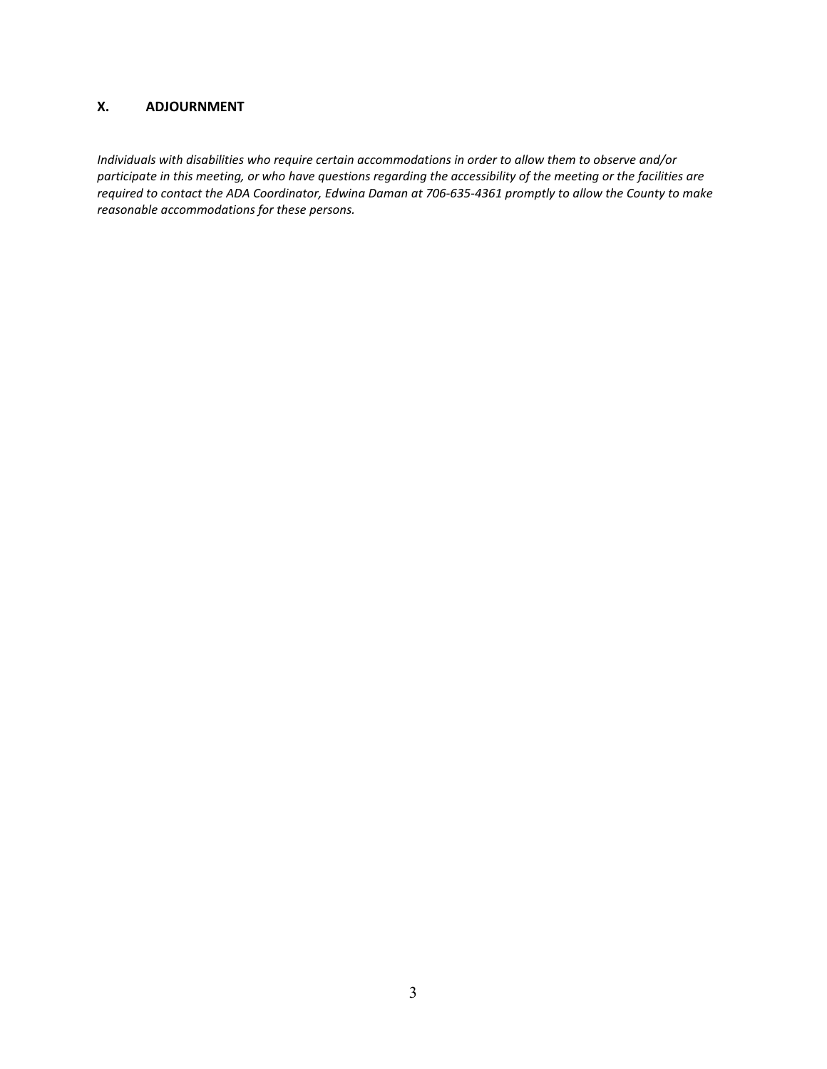## X. ADJOURNMENT

*Individuals with disabilities who require certain accommodations in order to allow them to observe and/or participate in this meeting, or who have questions regarding the accessibility of the meeting or the facilities are required to contact the ADA Coordinator, Edwina Daman at 706-635-4361 promptly to allow the County to make reasonable accommodations for these persons.*